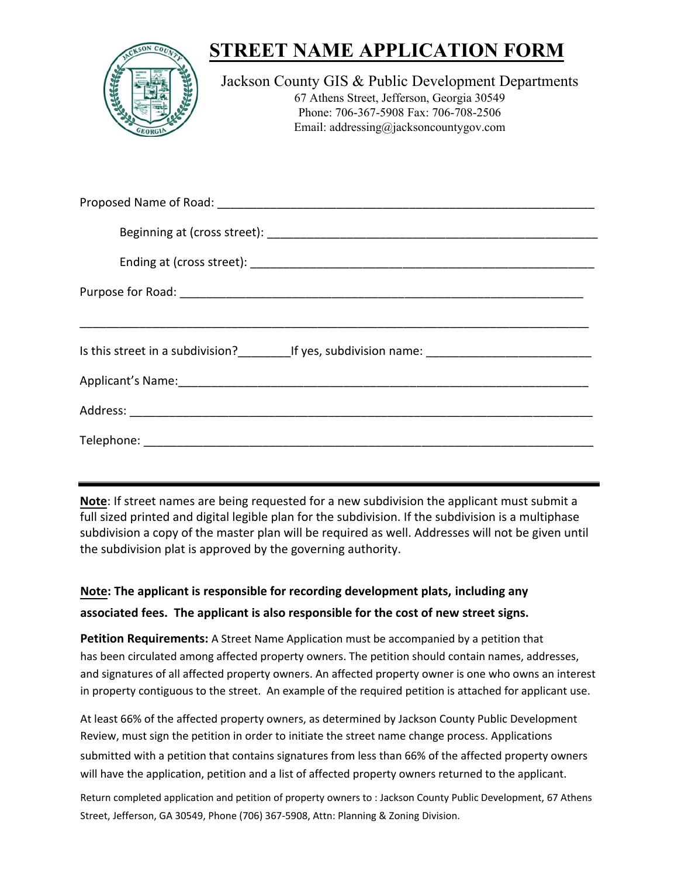# STREET NAME APPLICATION FORM

Jackson County GIS & Public Development Departments
67 Athens Street, Jefferson, Georgia 30549
Phone: 706-367-5908 Fax: 706-708-2506
Email: addressing@jacksoncountygov.com

Proposed Name of Road: ___________________________________________________________

Beginning at (cross street): ___________________________________________________

Ending at (cross street): _____________________________________________________

Purpose for Road: _______________________________________________________________

_________________________________________________________________________________

Is this street in a subdivision?________If yes, subdivision name: _________________________

Applicant's Name:_______________________________________________________________

Address: _______________________________________________________________________

Telephone: _____________________________________________________________________

---

**Note**: If street names are being requested for a new subdivision the applicant must submit a full sized printed and digital legible plan for the subdivision. If the subdivision is a multiphase subdivision a copy of the master plan will be required as well. Addresses will not be given until the subdivision plat is approved by the governing authority.

**Note: The applicant is responsible for recording development plats, including any associated fees. The applicant is also responsible for the cost of new street signs.**

**Petition Requirements:** A Street Name Application must be accompanied by a petition that has been circulated among affected property owners. The petition should contain names, addresses, and signatures of all affected property owners. An affected property owner is one who owns an interest in property contiguous to the street. An example of the required petition is attached for applicant use.

At least 66% of the affected property owners, as determined by Jackson County Public Development Review, must sign the petition in order to initiate the street name change process. Applications submitted with a petition that contains signatures from less than 66% of the affected property owners will have the application, petition and a list of affected property owners returned to the applicant.

Return completed application and petition of property owners to : Jackson County Public Development, 67 Athens Street, Jefferson, GA 30549, Phone (706) 367-5908, Attn: Planning & Zoning Division.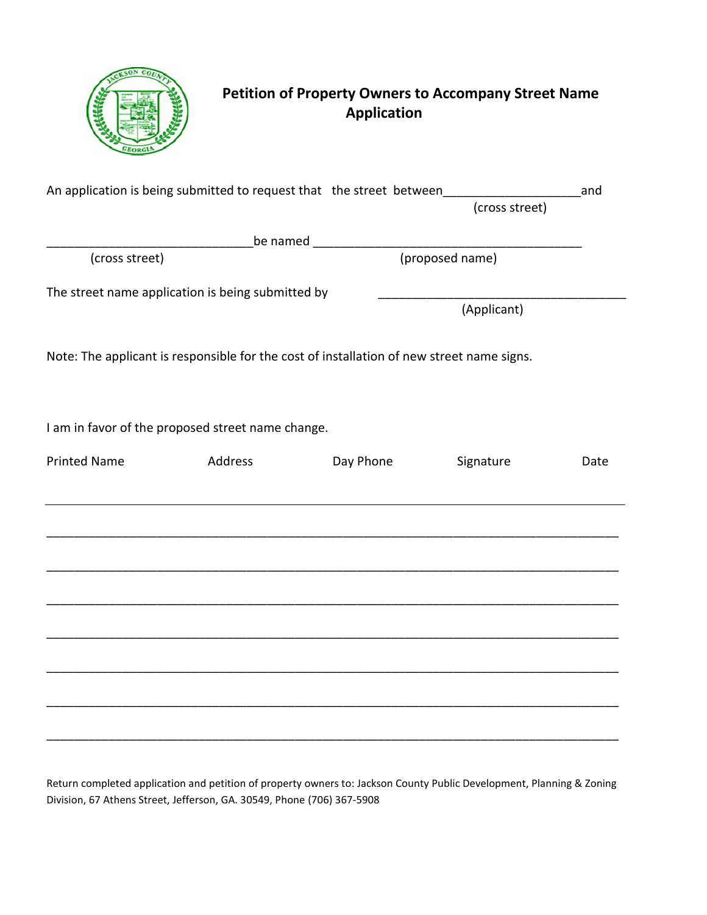# Petition of Property Owners to Accompany Street Name Application

An application is being submitted to request that the street between____________________ and
(cross street)

______________________________ be named ________________________________________
(cross street) (proposed name)

The street name application is being submitted by _____________________________________
(Applicant)

Note: The applicant is responsible for the cost of installation of new street name signs.

I am in favor of the proposed street name change.

| Printed Name | Address | Day Phone | Signature | Date |
| --- | --- | --- | --- | --- |
| | | | | |
| | | | | |
| | | | | |
| | | | | |
| | | | | |
| | | | | |
| | | | | |
| | | | | |

Return completed application and petition of property owners to: Jackson County Public Development, Planning & Zoning Division, 67 Athens Street, Jefferson, GA. 30549, Phone (706) 367-5908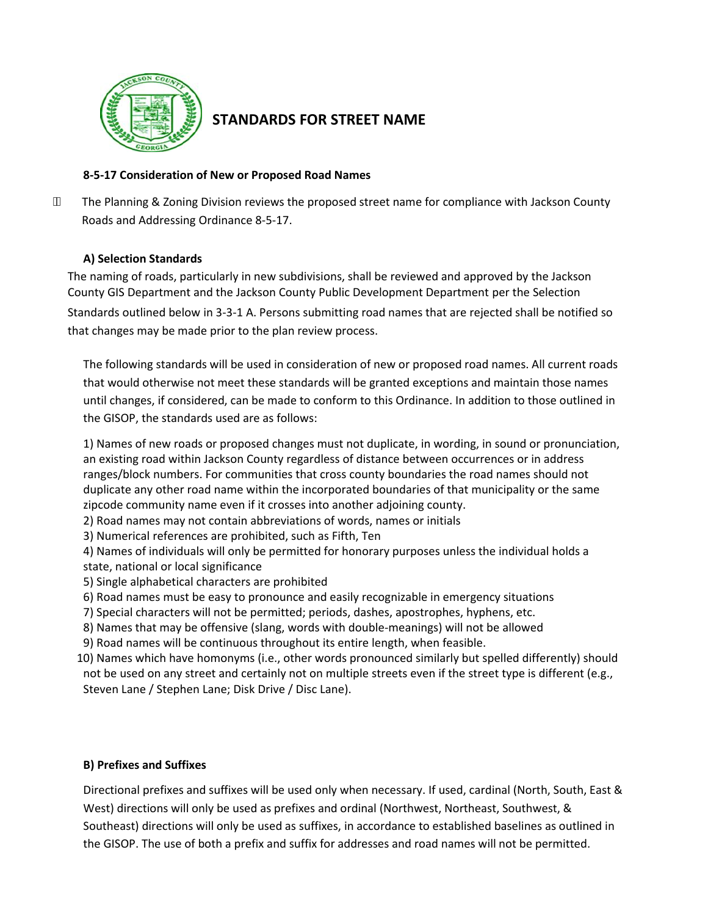# STANDARDS FOR STREET NAME

**8-5-17 Consideration of New or Proposed Road Names**

- The Planning & Zoning Division reviews the proposed street name for compliance with Jackson County Roads and Addressing Ordinance 8-5-17.

**A) Selection Standards**

The naming of roads, particularly in new subdivisions, shall be reviewed and approved by the Jackson County GIS Department and the Jackson County Public Development Department per the Selection Standards outlined below in 3-3-1 A. Persons submitting road names that are rejected shall be notified so that changes may be made prior to the plan review process.

The following standards will be used in consideration of new or proposed road names. All current roads that would otherwise not meet these standards will be granted exceptions and maintain those names until changes, if considered, can be made to conform to this Ordinance. In addition to those outlined in the GISOP, the standards used are as follows:

1) Names of new roads or proposed changes must not duplicate, in wording, in sound or pronunciation, an existing road within Jackson County regardless of distance between occurrences or in address ranges/block numbers. For communities that cross county boundaries the road names should not duplicate any other road name within the incorporated boundaries of that municipality or the same zipcode community name even if it crosses into another adjoining county.
2) Road names may not contain abbreviations of words, names or initials
3) Numerical references are prohibited, such as Fifth, Ten
4) Names of individuals will only be permitted for honorary purposes unless the individual holds a state, national or local significance
5) Single alphabetical characters are prohibited
6) Road names must be easy to pronounce and easily recognizable in emergency situations
7) Special characters will not be permitted; periods, dashes, apostrophes, hyphens, etc.
8) Names that may be offensive (slang, words with double-meanings) will not be allowed
9) Road names will be continuous throughout its entire length, when feasible.
10) Names which have homonyms (i.e., other words pronounced similarly but spelled differently) should not be used on any street and certainly not on multiple streets even if the street type is different (e.g., Steven Lane / Stephen Lane; Disk Drive / Disc Lane).

**B) Prefixes and Suffixes**

Directional prefixes and suffixes will be used only when necessary. If used, cardinal (North, South, East & West) directions will only be used as prefixes and ordinal (Northwest, Northeast, Southwest, & Southeast) directions will only be used as suffixes, in accordance to established baselines as outlined in the GISOP. The use of both a prefix and suffix for addresses and road names will not be permitted.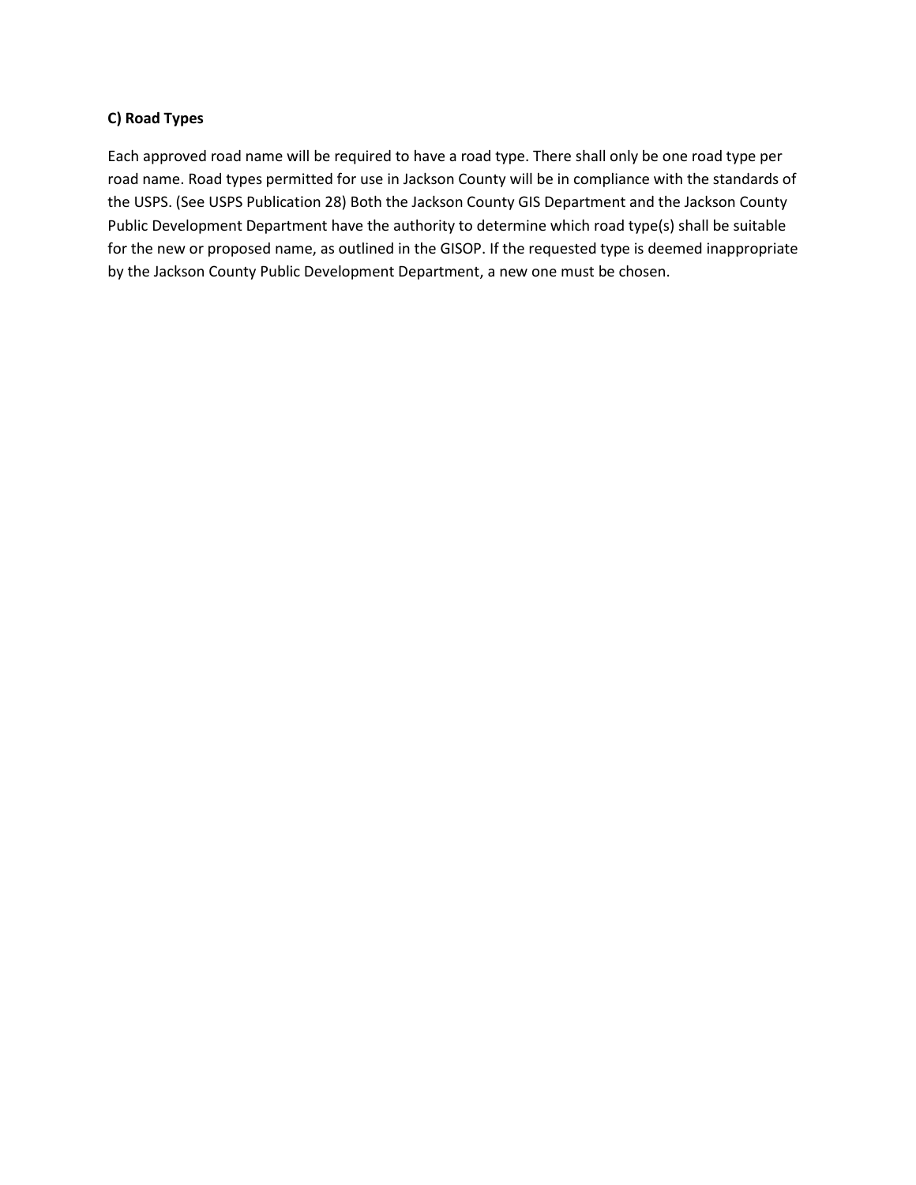**C) Road Types**

Each approved road name will be required to have a road type. There shall only be one road type per road name. Road types permitted for use in Jackson County will be in compliance with the standards of the USPS. (See USPS Publication 28) Both the Jackson County GIS Department and the Jackson County Public Development Department have the authority to determine which road type(s) shall be suitable for the new or proposed name, as outlined in the GISOP. If the requested type is deemed inappropriate by the Jackson County Public Development Department, a new one must be chosen.